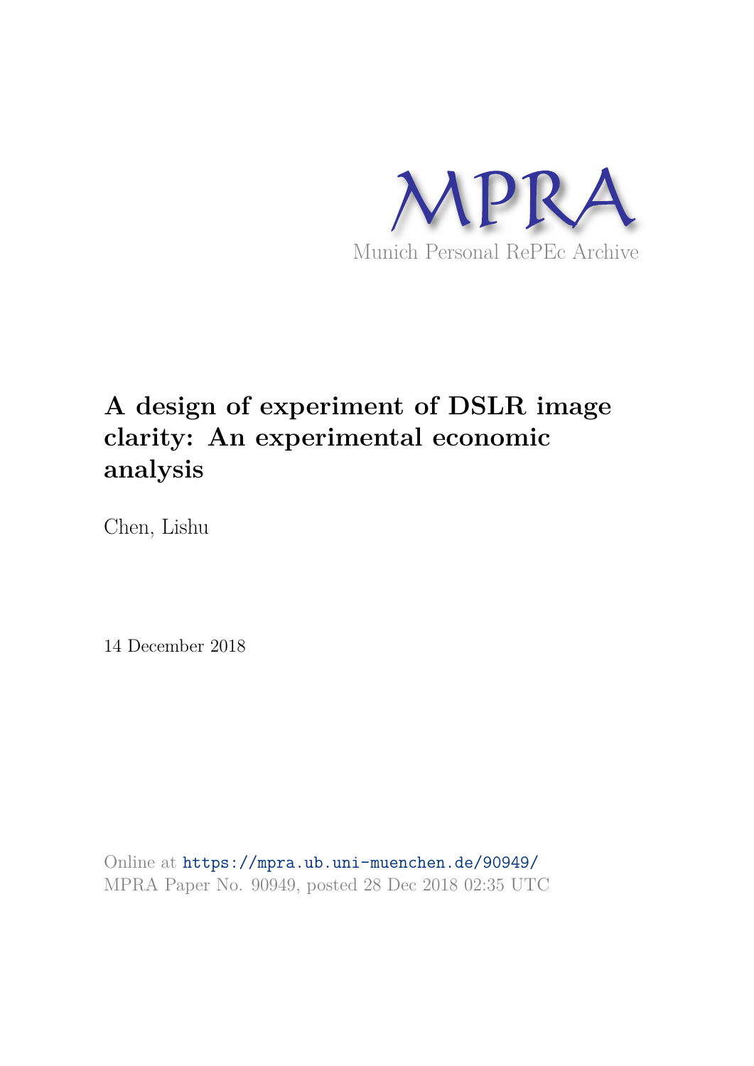MPRA

Munich Personal RePEc Archive

# A design of experiment of DSLR image clarity: An experimental economic analysis

Chen, Lishu

14 December 2018

Online at https://mpra.ub.uni-muenchen.de/90949/
MPRA Paper No. 90949, posted 28 Dec 2018 02:35 UTC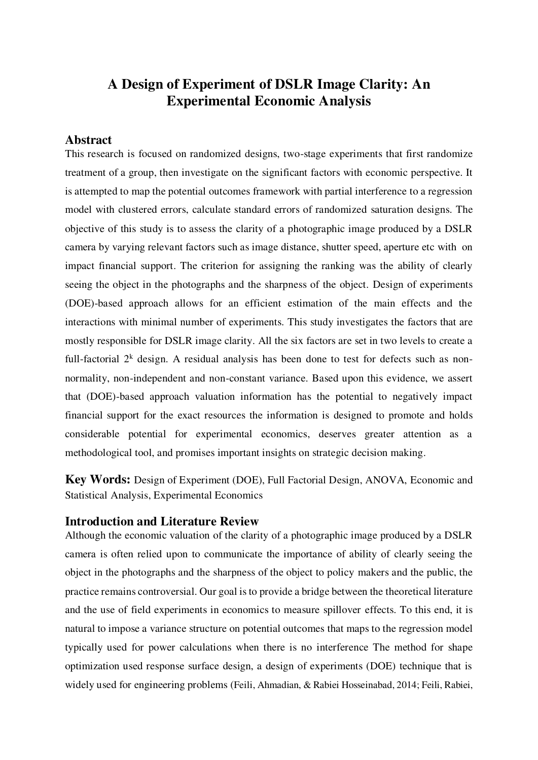# A Design of Experiment of DSLR Image Clarity: An Experimental Economic Analysis

## Abstract

This research is focused on randomized designs, two-stage experiments that first randomize treatment of a group, then investigate on the significant factors with economic perspective. It is attempted to map the potential outcomes framework with partial interference to a regression model with clustered errors, calculate standard errors of randomized saturation designs. The objective of this study is to assess the clarity of a photographic image produced by a DSLR camera by varying relevant factors such as image distance, shutter speed, aperture etc with on impact financial support. The criterion for assigning the ranking was the ability of clearly seeing the object in the photographs and the sharpness of the object. Design of experiments (DOE)-based approach allows for an efficient estimation of the main effects and the interactions with minimal number of experiments. This study investigates the factors that are mostly responsible for DSLR image clarity. All the six factors are set in two levels to create a full-factorial $2^k$ design. A residual analysis has been done to test for defects such as non-normality, non-independent and non-constant variance. Based upon this evidence, we assert that (DOE)-based approach valuation information has the potential to negatively impact financial support for the exact resources the information is designed to promote and holds considerable potential for experimental economics, deserves greater attention as a methodological tool, and promises important insights on strategic decision making.

**Key Words:** Design of Experiment (DOE), Full Factorial Design, ANOVA, Economic and Statistical Analysis, Experimental Economics

## Introduction and Literature Review

Although the economic valuation of the clarity of a photographic image produced by a DSLR camera is often relied upon to communicate the importance of ability of clearly seeing the object in the photographs and the sharpness of the object to policy makers and the public, the practice remains controversial. Our goal is to provide a bridge between the theoretical literature and the use of field experiments in economics to measure spillover effects. To this end, it is natural to impose a variance structure on potential outcomes that maps to the regression model typically used for power calculations when there is no interference The method for shape optimization used response surface design, a design of experiments (DOE) technique that is widely used for engineering problems (Feili, Ahmadian, & Rabiei Hosseinabad, 2014; Feili, Rabiei,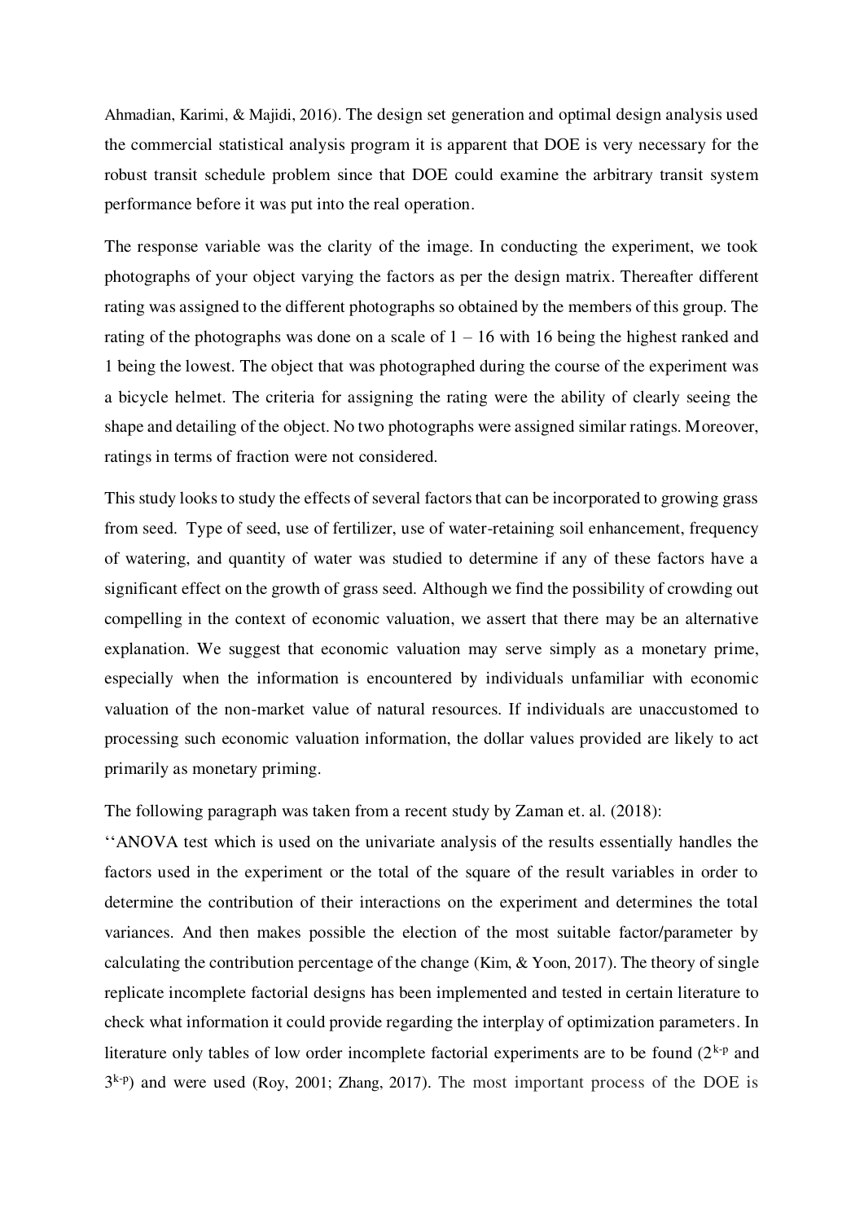Ahmadian, Karimi, & Majidi, 2016). The design set generation and optimal design analysis used the commercial statistical analysis program it is apparent that DOE is very necessary for the robust transit schedule problem since that DOE could examine the arbitrary transit system performance before it was put into the real operation.

The response variable was the clarity of the image. In conducting the experiment, we took photographs of your object varying the factors as per the design matrix. Thereafter different rating was assigned to the different photographs so obtained by the members of this group. The rating of the photographs was done on a scale of 1 – 16 with 16 being the highest ranked and 1 being the lowest. The object that was photographed during the course of the experiment was a bicycle helmet. The criteria for assigning the rating were the ability of clearly seeing the shape and detailing of the object. No two photographs were assigned similar ratings. Moreover, ratings in terms of fraction were not considered.

This study looks to study the effects of several factors that can be incorporated to growing grass from seed. Type of seed, use of fertilizer, use of water-retaining soil enhancement, frequency of watering, and quantity of water was studied to determine if any of these factors have a significant effect on the growth of grass seed. Although we find the possibility of crowding out compelling in the context of economic valuation, we assert that there may be an alternative explanation. We suggest that economic valuation may serve simply as a monetary prime, especially when the information is encountered by individuals unfamiliar with economic valuation of the non-market value of natural resources. If individuals are unaccustomed to processing such economic valuation information, the dollar values provided are likely to act primarily as monetary priming.

The following paragraph was taken from a recent study by Zaman et. al. (2018):

''ANOVA test which is used on the univariate analysis of the results essentially handles the factors used in the experiment or the total of the square of the result variables in order to determine the contribution of their interactions on the experiment and determines the total variances. And then makes possible the election of the most suitable factor/parameter by calculating the contribution percentage of the change (Kim, & Yoon, 2017). The theory of single replicate incomplete factorial designs has been implemented and tested in certain literature to check what information it could provide regarding the interplay of optimization parameters. In literature only tables of low order incomplete factorial experiments are to be found ($2^{k-p}$ and $3^{k-p}$) and were used (Roy, 2001; Zhang, 2017). The most important process of the DOE is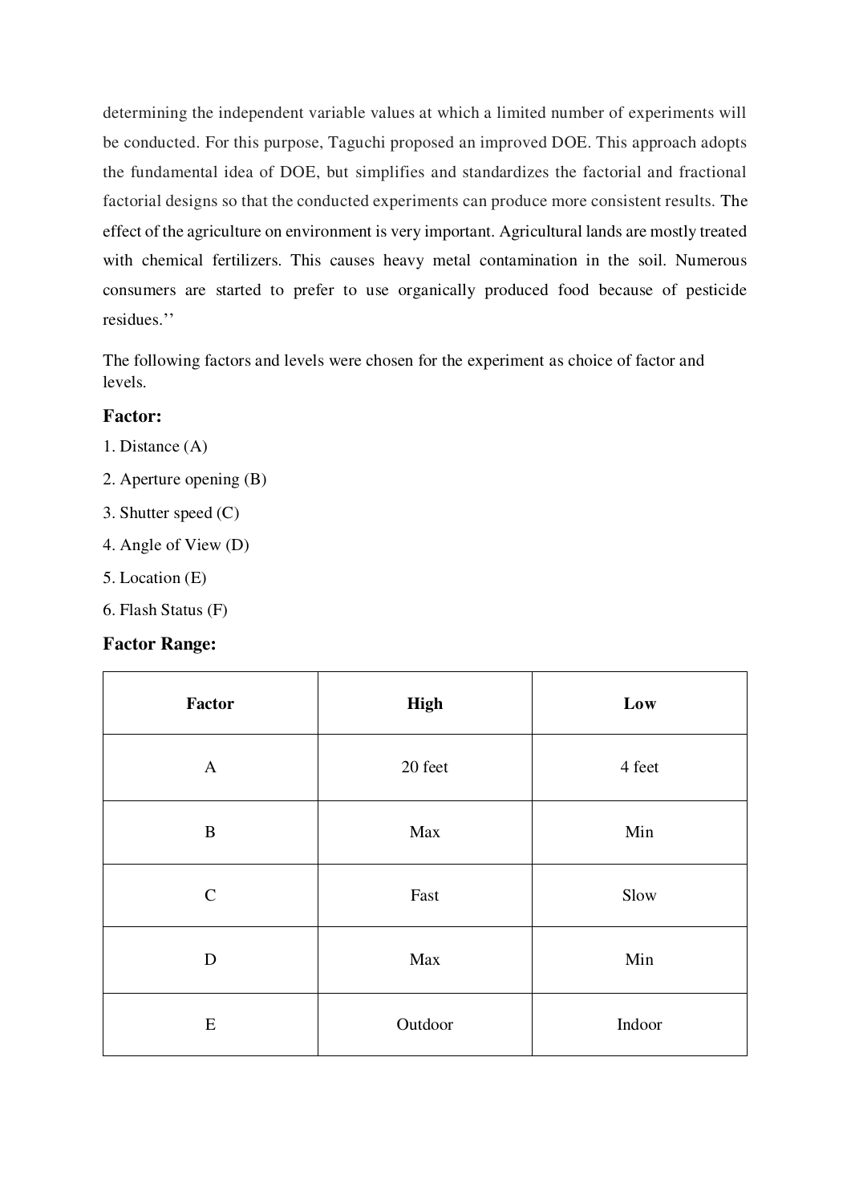determining the independent variable values at which a limited number of experiments will be conducted. For this purpose, Taguchi proposed an improved DOE. This approach adopts the fundamental idea of DOE, but simplifies and standardizes the factorial and fractional factorial designs so that the conducted experiments can produce more consistent results. The effect of the agriculture on environment is very important. Agricultural lands are mostly treated with chemical fertilizers. This causes heavy metal contamination in the soil. Numerous consumers are started to prefer to use organically produced food because of pesticide residues.''

The following factors and levels were chosen for the experiment as choice of factor and levels.

### Factor:

1. Distance (A)
2. Aperture opening (B)
3. Shutter speed (C)
4. Angle of View (D)
5. Location (E)
6. Flash Status (F)

### Factor Range:

| Factor | High | Low |
|---|---|---|
| A | 20 feet | 4 feet |
| B | Max | Min |
| C | Fast | Slow |
| D | Max | Min |
| E | Outdoor | Indoor |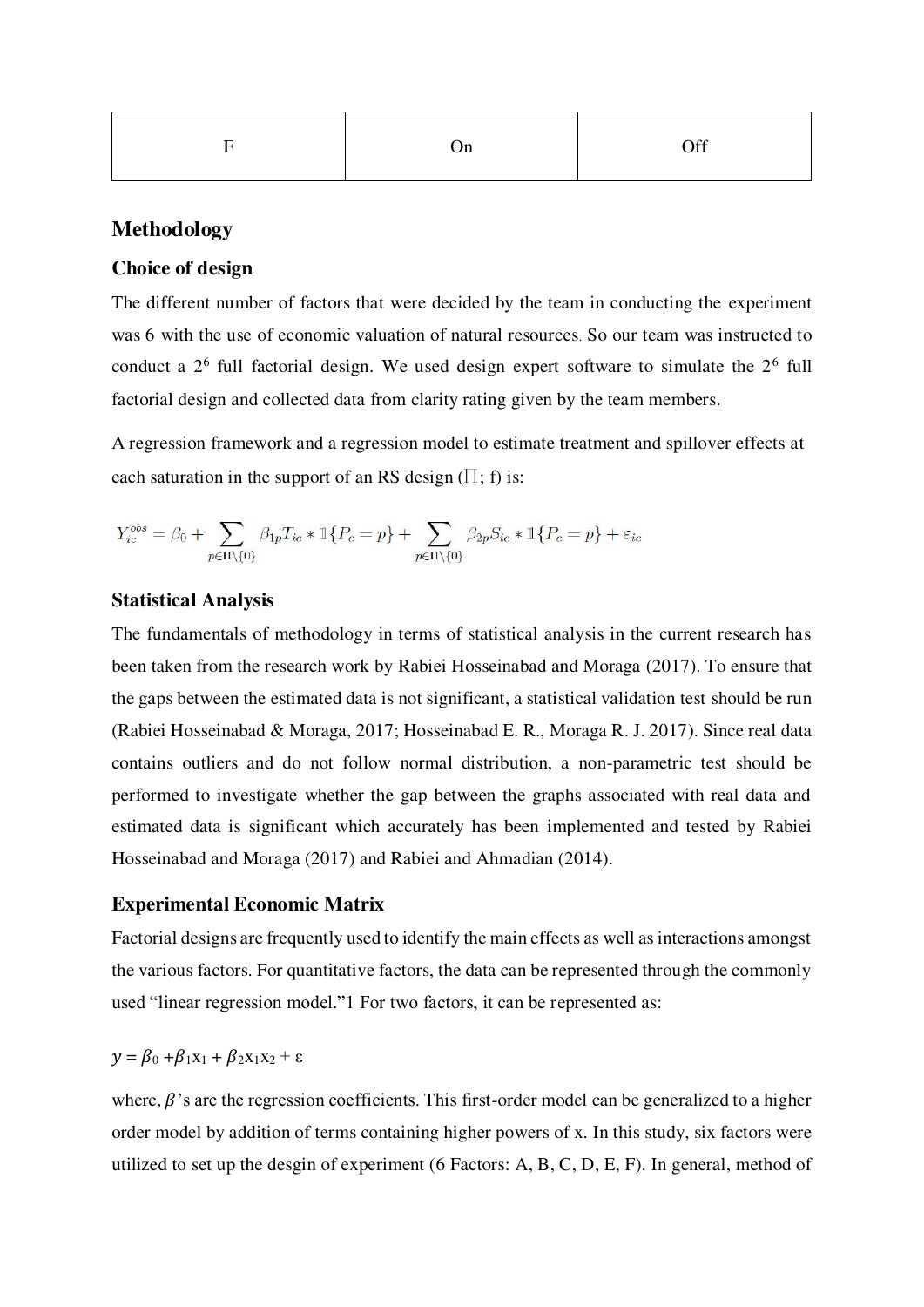| F | On | Off |
| --- | --- | --- |

## Methodology

### Choice of design

The different number of factors that were decided by the team in conducting the experiment was 6 with the use of economic valuation of natural resources. So our team was instructed to conduct a $2^6$ full factorial design. We used design expert software to simulate the $2^6$ full factorial design and collected data from clarity rating given by the team members.

A regression framework and a regression model to estimate treatment and spillover effects at each saturation in the support of an RS design ($\Pi$; f) is:

$$Y_{ic}^{obs} = \beta_0 + \sum_{p \in \Pi \setminus \{0\}} \beta_{1p} T_{ic} * \mathbb{1}\{P_c = p\} + \sum_{p \in \Pi \setminus \{0\}} \beta_{2p} S_{ic} * \mathbb{1}\{P_c = p\} + \varepsilon_{ic}$$

### Statistical Analysis

The fundamentals of methodology in terms of statistical analysis in the current research has been taken from the research work by Rabiei Hosseinabad and Moraga (2017). To ensure that the gaps between the estimated data is not significant, a statistical validation test should be run (Rabiei Hosseinabad & Moraga, 2017; Hosseinabad E. R., Moraga R. J. 2017). Since real data contains outliers and do not follow normal distribution, a non-parametric test should be performed to investigate whether the gap between the graphs associated with real data and estimated data is significant which accurately has been implemented and tested by Rabiei Hosseinabad and Moraga (2017) and Rabiei and Ahmadian (2014).

### Experimental Economic Matrix

Factorial designs are frequently used to identify the main effects as well as interactions amongst the various factors. For quantitative factors, the data can be represented through the commonly used "linear regression model."1 For two factors, it can be represented as:

$y = \beta_0 + \beta_1 x_1 + \beta_2 x_1 x_2 + \varepsilon$

where, $\beta$'s are the regression coefficients. This first-order model can be generalized to a higher order model by addition of terms containing higher powers of x. In this study, six factors were utilized to set up the desgin of experiment (6 Factors: A, B, C, D, E, F). In general, method of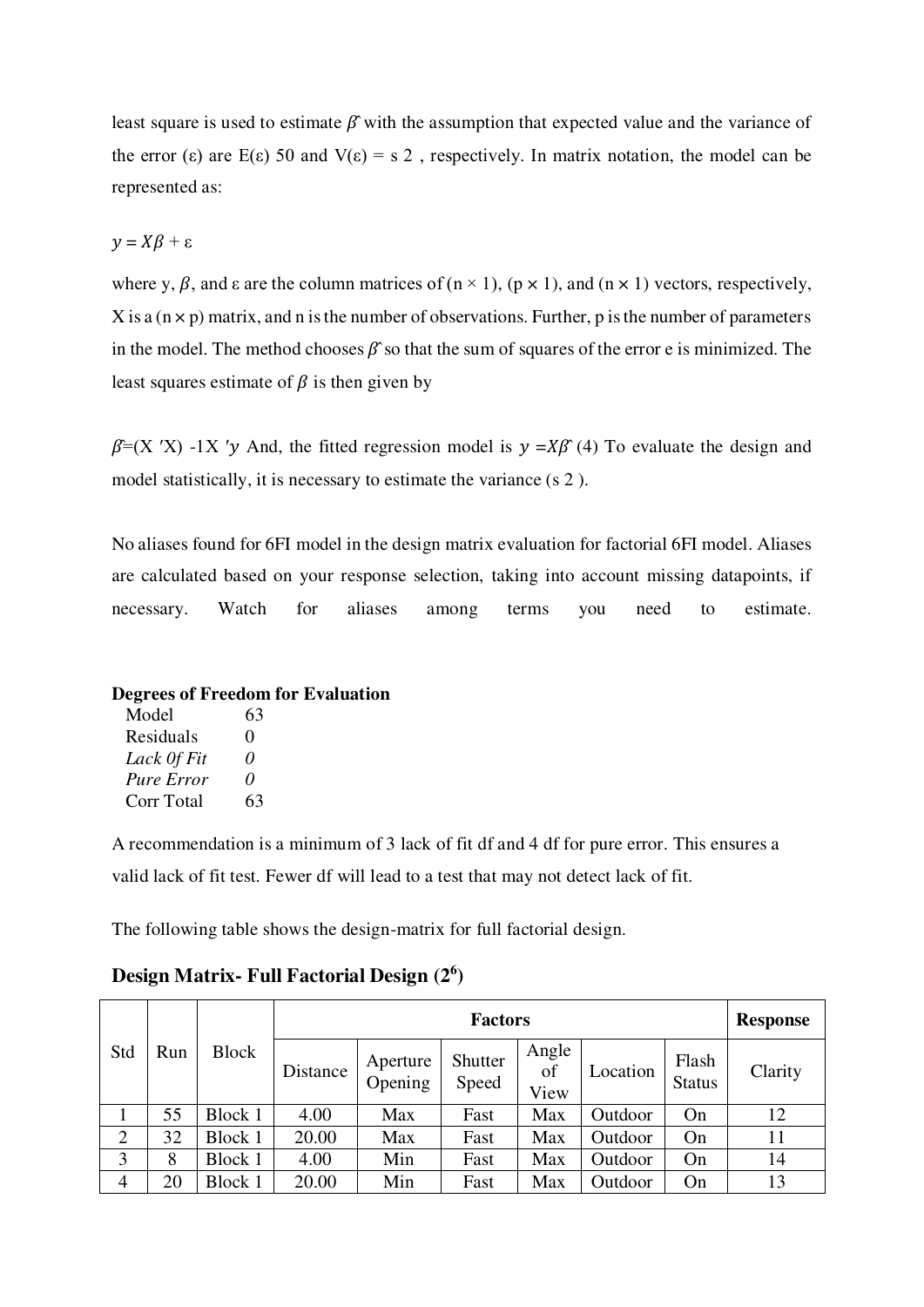least square is used to estimate $\beta\hat{}$ with the assumption that expected value and the variance of the error (ε) are E(ε) 50 and V(ε) = s 2 , respectively. In matrix notation, the model can be represented as:

$y = X\beta + \varepsilon$

where y, $\beta$, and ε are the column matrices of (n × 1), (p × 1), and (n × 1) vectors, respectively, X is a (n × p) matrix, and n is the number of observations. Further, p is the number of parameters in the model. The method chooses $\beta\hat{}$ so that the sum of squares of the error e is minimized. The least squares estimate of $\beta$ is then given by

$\beta\hat{}$=(X ′X) -1X ′$y$ And, the fitted regression model is $y$ =$X\beta\hat{}$ (4) To evaluate the design and model statistically, it is necessary to estimate the variance (s 2 ).

No aliases found for 6FI model in the design matrix evaluation for factorial 6FI model. Aliases are calculated based on your response selection, taking into account missing datapoints, if necessary. Watch for aliases among terms you need to estimate.

**Degrees of Freedom for Evaluation**

| | |
|---|---|
| Model | 63 |
| Residuals | 0 |
| *Lack Of Fit* | *0* |
| *Pure Error* | *0* |
| Corr Total | 63 |

A recommendation is a minimum of 3 lack of fit df and 4 df for pure error. This ensures a valid lack of fit test. Fewer df will lead to a test that may not detect lack of fit.

The following table shows the design-matrix for full factorial design.

### Design Matrix- Full Factorial Design ($2^6$)

| Std | Run | Block | Factors | | | | | | Response |
|---|---|---|---|---|---|---|---|---|---|
| | | | Distance | Aperture Opening | Shutter Speed | Angle of View | Location | Flash Status | Clarity |
| 1 | 55 | Block 1 | 4.00 | Max | Fast | Max | Outdoor | On | 12 |
| 2 | 32 | Block 1 | 20.00 | Max | Fast | Max | Outdoor | On | 11 |
| 3 | 8 | Block 1 | 4.00 | Min | Fast | Max | Outdoor | On | 14 |
| 4 | 20 | Block 1 | 20.00 | Min | Fast | Max | Outdoor | On | 13 |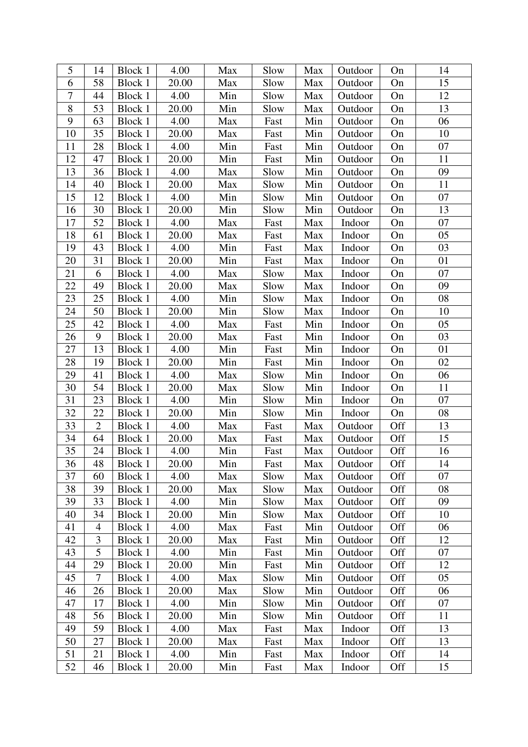| 5 | 14 | Block 1 | 4.00 | Max | Slow | Max | Outdoor | On | 14 |
|---|---|---|---|---|---|---|---|---|---|
| 6 | 58 | Block 1 | 20.00 | Max | Slow | Max | Outdoor | On | 15 |
| 7 | 44 | Block 1 | 4.00 | Min | Slow | Max | Outdoor | On | 12 |
| 8 | 53 | Block 1 | 20.00 | Min | Slow | Max | Outdoor | On | 13 |
| 9 | 63 | Block 1 | 4.00 | Max | Fast | Min | Outdoor | On | 06 |
| 10 | 35 | Block 1 | 20.00 | Max | Fast | Min | Outdoor | On | 10 |
| 11 | 28 | Block 1 | 4.00 | Min | Fast | Min | Outdoor | On | 07 |
| 12 | 47 | Block 1 | 20.00 | Min | Fast | Min | Outdoor | On | 11 |
| 13 | 36 | Block 1 | 4.00 | Max | Slow | Min | Outdoor | On | 09 |
| 14 | 40 | Block 1 | 20.00 | Max | Slow | Min | Outdoor | On | 11 |
| 15 | 12 | Block 1 | 4.00 | Min | Slow | Min | Outdoor | On | 07 |
| 16 | 30 | Block 1 | 20.00 | Min | Slow | Min | Outdoor | On | 13 |
| 17 | 52 | Block 1 | 4.00 | Max | Fast | Max | Indoor | On | 07 |
| 18 | 61 | Block 1 | 20.00 | Max | Fast | Max | Indoor | On | 05 |
| 19 | 43 | Block 1 | 4.00 | Min | Fast | Max | Indoor | On | 03 |
| 20 | 31 | Block 1 | 20.00 | Min | Fast | Max | Indoor | On | 01 |
| 21 | 6 | Block 1 | 4.00 | Max | Slow | Max | Indoor | On | 07 |
| 22 | 49 | Block 1 | 20.00 | Max | Slow | Max | Indoor | On | 09 |
| 23 | 25 | Block 1 | 4.00 | Min | Slow | Max | Indoor | On | 08 |
| 24 | 50 | Block 1 | 20.00 | Min | Slow | Max | Indoor | On | 10 |
| 25 | 42 | Block 1 | 4.00 | Max | Fast | Min | Indoor | On | 05 |
| 26 | 9 | Block 1 | 20.00 | Max | Fast | Min | Indoor | On | 03 |
| 27 | 13 | Block 1 | 4.00 | Min | Fast | Min | Indoor | On | 01 |
| 28 | 19 | Block 1 | 20.00 | Min | Fast | Min | Indoor | On | 02 |
| 29 | 41 | Block 1 | 4.00 | Max | Slow | Min | Indoor | On | 06 |
| 30 | 54 | Block 1 | 20.00 | Max | Slow | Min | Indoor | On | 11 |
| 31 | 23 | Block 1 | 4.00 | Min | Slow | Min | Indoor | On | 07 |
| 32 | 22 | Block 1 | 20.00 | Min | Slow | Min | Indoor | On | 08 |
| 33 | 2 | Block 1 | 4.00 | Max | Fast | Max | Outdoor | Off | 13 |
| 34 | 64 | Block 1 | 20.00 | Max | Fast | Max | Outdoor | Off | 15 |
| 35 | 24 | Block 1 | 4.00 | Min | Fast | Max | Outdoor | Off | 16 |
| 36 | 48 | Block 1 | 20.00 | Min | Fast | Max | Outdoor | Off | 14 |
| 37 | 60 | Block 1 | 4.00 | Max | Slow | Max | Outdoor | Off | 07 |
| 38 | 39 | Block 1 | 20.00 | Max | Slow | Max | Outdoor | Off | 08 |
| 39 | 33 | Block 1 | 4.00 | Min | Slow | Max | Outdoor | Off | 09 |
| 40 | 34 | Block 1 | 20.00 | Min | Slow | Max | Outdoor | Off | 10 |
| 41 | 4 | Block 1 | 4.00 | Max | Fast | Min | Outdoor | Off | 06 |
| 42 | 3 | Block 1 | 20.00 | Max | Fast | Min | Outdoor | Off | 12 |
| 43 | 5 | Block 1 | 4.00 | Min | Fast | Min | Outdoor | Off | 07 |
| 44 | 29 | Block 1 | 20.00 | Min | Fast | Min | Outdoor | Off | 12 |
| 45 | 7 | Block 1 | 4.00 | Max | Slow | Min | Outdoor | Off | 05 |
| 46 | 26 | Block 1 | 20.00 | Max | Slow | Min | Outdoor | Off | 06 |
| 47 | 17 | Block 1 | 4.00 | Min | Slow | Min | Outdoor | Off | 07 |
| 48 | 56 | Block 1 | 20.00 | Min | Slow | Min | Outdoor | Off | 11 |
| 49 | 59 | Block 1 | 4.00 | Max | Fast | Max | Indoor | Off | 13 |
| 50 | 27 | Block 1 | 20.00 | Max | Fast | Max | Indoor | Off | 13 |
| 51 | 21 | Block 1 | 4.00 | Min | Fast | Max | Indoor | Off | 14 |
| 52 | 46 | Block 1 | 20.00 | Min | Fast | Max | Indoor | Off | 15 |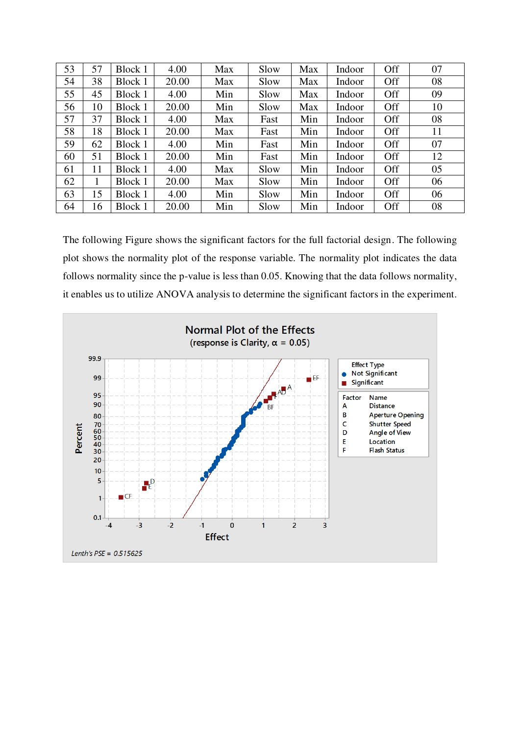| 53 | 57 | Block 1 | 4.00 | Max | Slow | Max | Indoor | Off | 07 |
|---|---|---|---|---|---|---|---|---|---|
| 54 | 38 | Block 1 | 20.00 | Max | Slow | Max | Indoor | Off | 08 |
| 55 | 45 | Block 1 | 4.00 | Min | Slow | Max | Indoor | Off | 09 |
| 56 | 10 | Block 1 | 20.00 | Min | Slow | Max | Indoor | Off | 10 |
| 57 | 37 | Block 1 | 4.00 | Max | Fast | Min | Indoor | Off | 08 |
| 58 | 18 | Block 1 | 20.00 | Max | Fast | Min | Indoor | Off | 11 |
| 59 | 62 | Block 1 | 4.00 | Min | Fast | Min | Indoor | Off | 07 |
| 60 | 51 | Block 1 | 20.00 | Min | Fast | Min | Indoor | Off | 12 |
| 61 | 11 | Block 1 | 4.00 | Max | Slow | Min | Indoor | Off | 05 |
| 62 | 1 | Block 1 | 20.00 | Max | Slow | Min | Indoor | Off | 06 |
| 63 | 15 | Block 1 | 4.00 | Min | Slow | Min | Indoor | Off | 06 |
| 64 | 16 | Block 1 | 20.00 | Min | Slow | Min | Indoor | Off | 08 |

The following Figure shows the significant factors for the full factorial design. The following plot shows the normality plot of the response variable. The normality plot indicates the data follows normality since the p-value is less than 0.05. Knowing that the data follows normality, it enables us to utilize ANOVA analysis to determine the significant factors in the experiment.

**Normal Plot of the Effects**
(response is Clarity, α = 0.05)

| Factor | Name |
|---|---|
| A | Distance |
| B | Aperture Opening |
| C | Shutter Speed |
| D | Angle of View |
| E | Location |
| F | Flash Status |

Lenth's PSE = 0.515625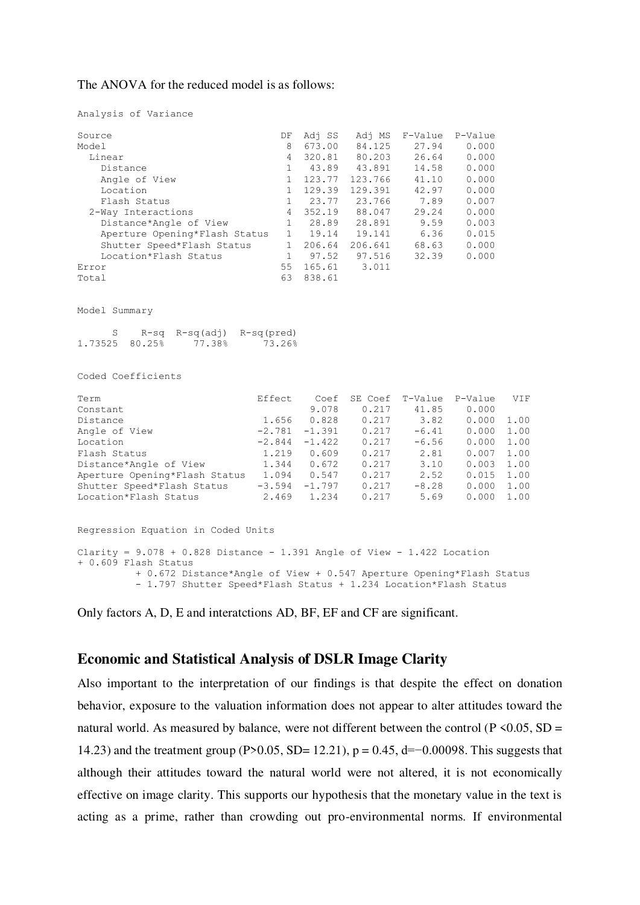The ANOVA for the reduced model is as follows:

Analysis of Variance

| Source | DF | Adj SS | Adj MS | F-Value | P-Value |
|---|---|---|---|---|---|
| Model | 8 | 673.00 | 84.125 | 27.94 | 0.000 |
| Linear | 4 | 320.81 | 80.203 | 26.64 | 0.000 |
| Distance | 1 | 43.89 | 43.891 | 14.58 | 0.000 |
| Angle of View | 1 | 123.77 | 123.766 | 41.10 | 0.000 |
| Location | 1 | 129.39 | 129.391 | 42.97 | 0.000 |
| Flash Status | 1 | 23.77 | 23.766 | 7.89 | 0.007 |
| 2-Way Interactions | 4 | 352.19 | 88.047 | 29.24 | 0.000 |
| Distance*Angle of View | 1 | 28.89 | 28.891 | 9.59 | 0.003 |
| Aperture Opening*Flash Status | 1 | 19.14 | 19.141 | 6.36 | 0.015 |
| Shutter Speed*Flash Status | 1 | 206.64 | 206.641 | 68.63 | 0.000 |
| Location*Flash Status | 1 | 97.52 | 97.516 | 32.39 | 0.000 |
| Error | 55 | 165.61 | 3.011 | | |
| Total | 63 | 838.61 | | | |

Model Summary

| S | R-sq | R-sq(adj) | R-sq(pred) |
|---|---|---|---|
| 1.73525 | 80.25% | 77.38% | 73.26% |

Coded Coefficients

| Term | Effect | Coef | SE Coef | T-Value | P-Value | VIF |
|---|---|---|---|---|---|---|
| Constant | | 9.078 | 0.217 | 41.85 | 0.000 | |
| Distance | 1.656 | 0.828 | 0.217 | 3.82 | 0.000 | 1.00 |
| Angle of View | -2.781 | -1.391 | 0.217 | -6.41 | 0.000 | 1.00 |
| Location | -2.844 | -1.422 | 0.217 | -6.56 | 0.000 | 1.00 |
| Flash Status | 1.219 | 0.609 | 0.217 | 2.81 | 0.007 | 1.00 |
| Distance*Angle of View | 1.344 | 0.672 | 0.217 | 3.10 | 0.003 | 1.00 |
| Aperture Opening*Flash Status | 1.094 | 0.547 | 0.217 | 2.52 | 0.015 | 1.00 |
| Shutter Speed*Flash Status | -3.594 | -1.797 | 0.217 | -8.28 | 0.000 | 1.00 |
| Location*Flash Status | 2.469 | 1.234 | 0.217 | 5.69 | 0.000 | 1.00 |

Regression Equation in Coded Units

```
Clarity = 9.078 + 0.828 Distance - 1.391 Angle of View - 1.422 Location
+ 0.609 Flash Status
          + 0.672 Distance*Angle of View + 0.547 Aperture Opening*Flash Status
          - 1.797 Shutter Speed*Flash Status + 1.234 Location*Flash Status
```

Only factors A, D, E and interatctions AD, BF, EF and CF are significant.

## Economic and Statistical Analysis of DSLR Image Clarity

Also important to the interpretation of our findings is that despite the effect on donation behavior, exposure to the valuation information does not appear to alter attitudes toward the natural world. As measured by balance, were not different between the control ($P < 0.05$, SD = 14.23) and the treatment group ($P > 0.05$, SD= 12.21), $p = 0.45$, $d = -0.00098$. This suggests that although their attitudes toward the natural world were not altered, it is not economically effective on image clarity. This supports our hypothesis that the monetary value in the text is acting as a prime, rather than crowding out pro-environmental norms. If environmental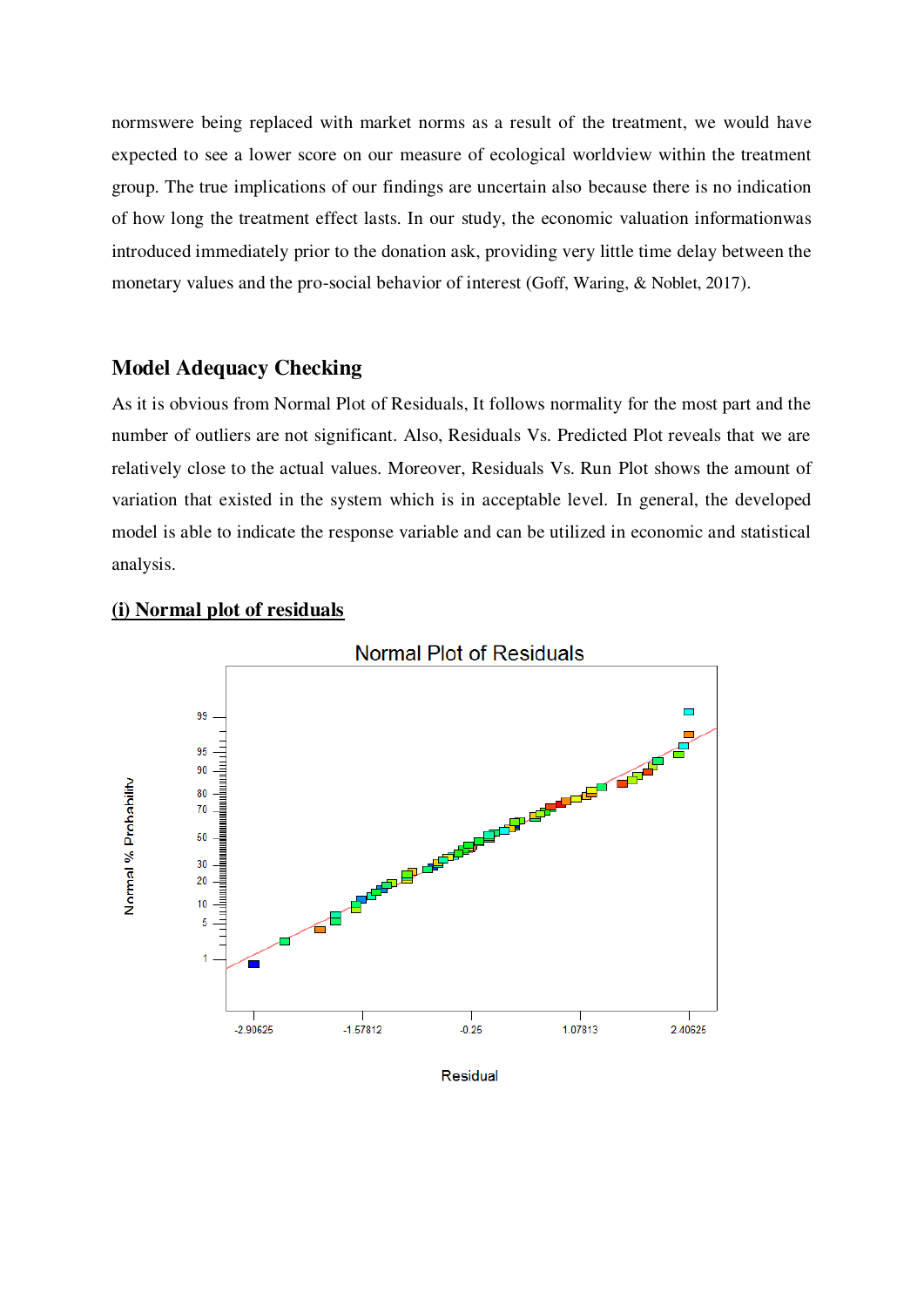normswere being replaced with market norms as a result of the treatment, we would have expected to see a lower score on our measure of ecological worldview within the treatment group. The true implications of our findings are uncertain also because there is no indication of how long the treatment effect lasts. In our study, the economic valuation informationwas introduced immediately prior to the donation ask, providing very little time delay between the monetary values and the pro-social behavior of interest (Goff, Waring, & Noblet, 2017).

## Model Adequacy Checking

As it is obvious from Normal Plot of Residuals, It follows normality for the most part and the number of outliers are not significant. Also, Residuals Vs. Predicted Plot reveals that we are relatively close to the actual values. Moreover, Residuals Vs. Run Plot shows the amount of variation that existed in the system which is in acceptable level. In general, the developed model is able to indicate the response variable and can be utilized in economic and statistical analysis.

**(i) Normal plot of residuals**

Normal Plot of Residuals

Normal % Probability

Residual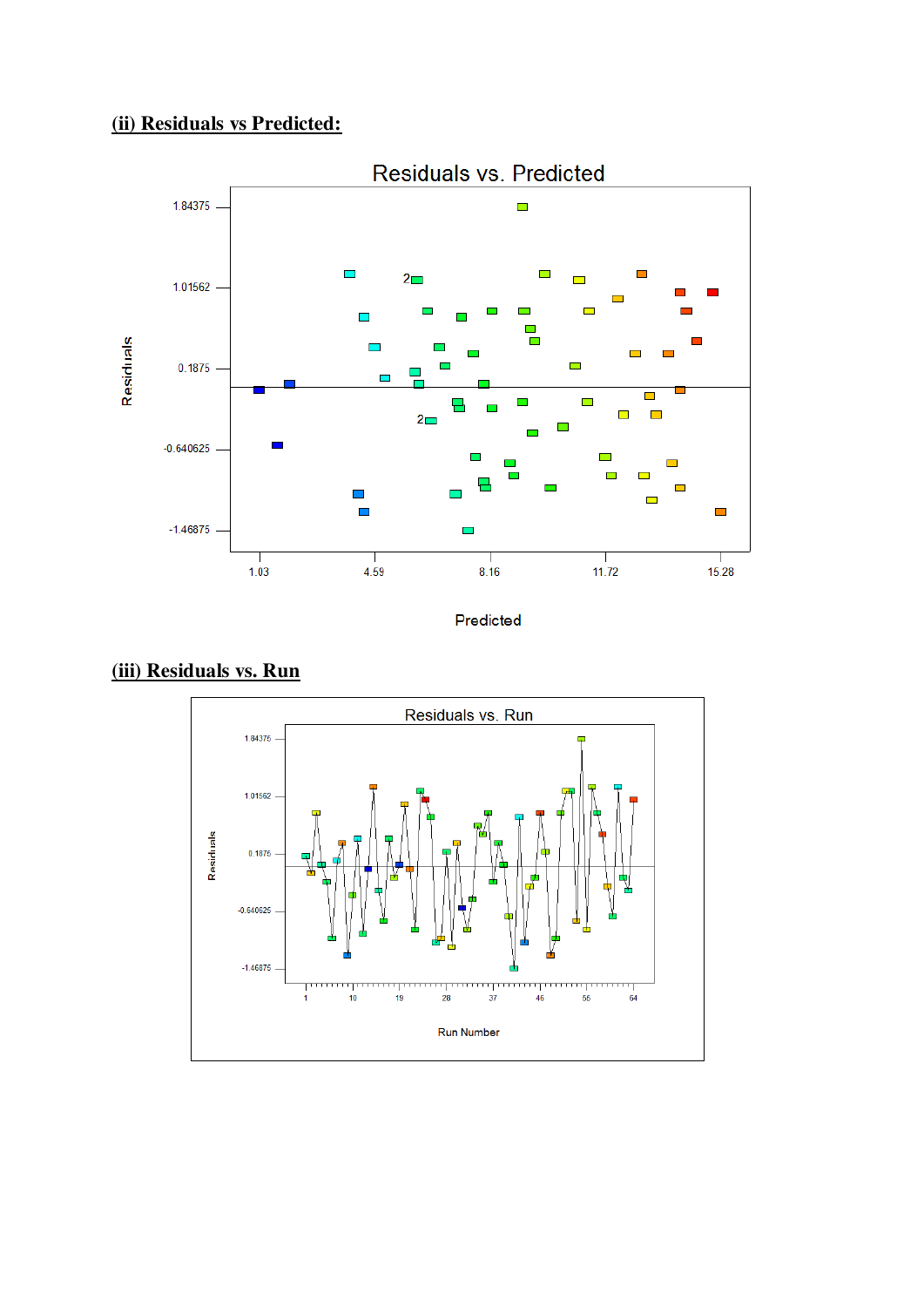**(ii) Residuals vs Predicted:**

**(iii) Residuals vs. Run**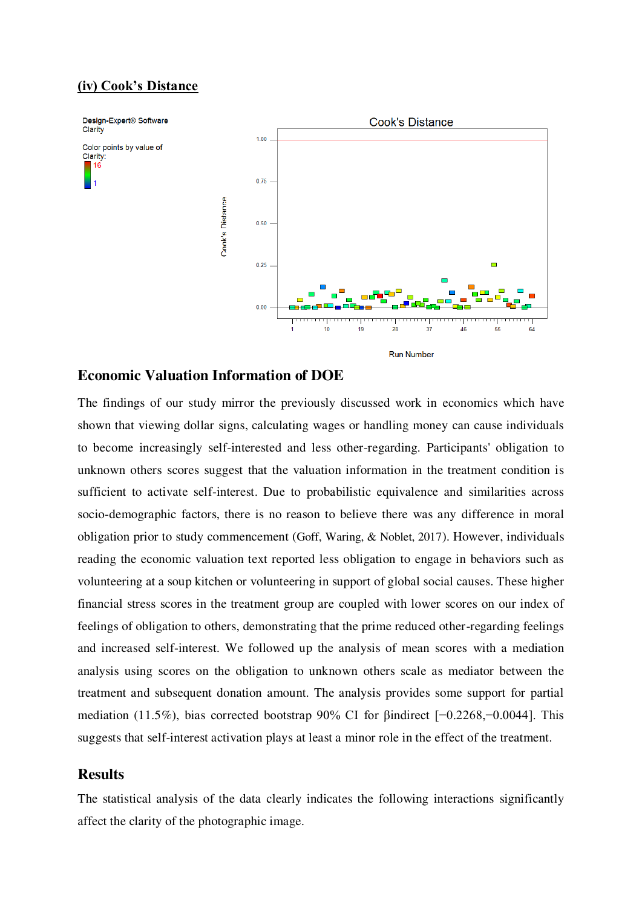## (iv) Cook's Distance

Design-Expert® Software
Clarity

Color points by value of Clarity:
16
1

Cook's Distance

Run Number

## Economic Valuation Information of DOE

The findings of our study mirror the previously discussed work in economics which have shown that viewing dollar signs, calculating wages or handling money can cause individuals to become increasingly self-interested and less other-regarding. Participants' obligation to unknown others scores suggest that the valuation information in the treatment condition is sufficient to activate self-interest. Due to probabilistic equivalence and similarities across socio-demographic factors, there is no reason to believe there was any difference in moral obligation prior to study commencement (Goff, Waring, & Noblet, 2017). However, individuals reading the economic valuation text reported less obligation to engage in behaviors such as volunteering at a soup kitchen or volunteering in support of global social causes. These higher financial stress scores in the treatment group are coupled with lower scores on our index of feelings of obligation to others, demonstrating that the prime reduced other-regarding feelings and increased self-interest. We followed up the analysis of mean scores with a mediation analysis using scores on the obligation to unknown others scale as mediator between the treatment and subsequent donation amount. The analysis provides some support for partial mediation (11.5%), bias corrected bootstrap 90% CI for $\beta$indirect [−0.2268,−0.0044]. This suggests that self-interest activation plays at least a minor role in the effect of the treatment.

## Results

The statistical analysis of the data clearly indicates the following interactions significantly affect the clarity of the photographic image.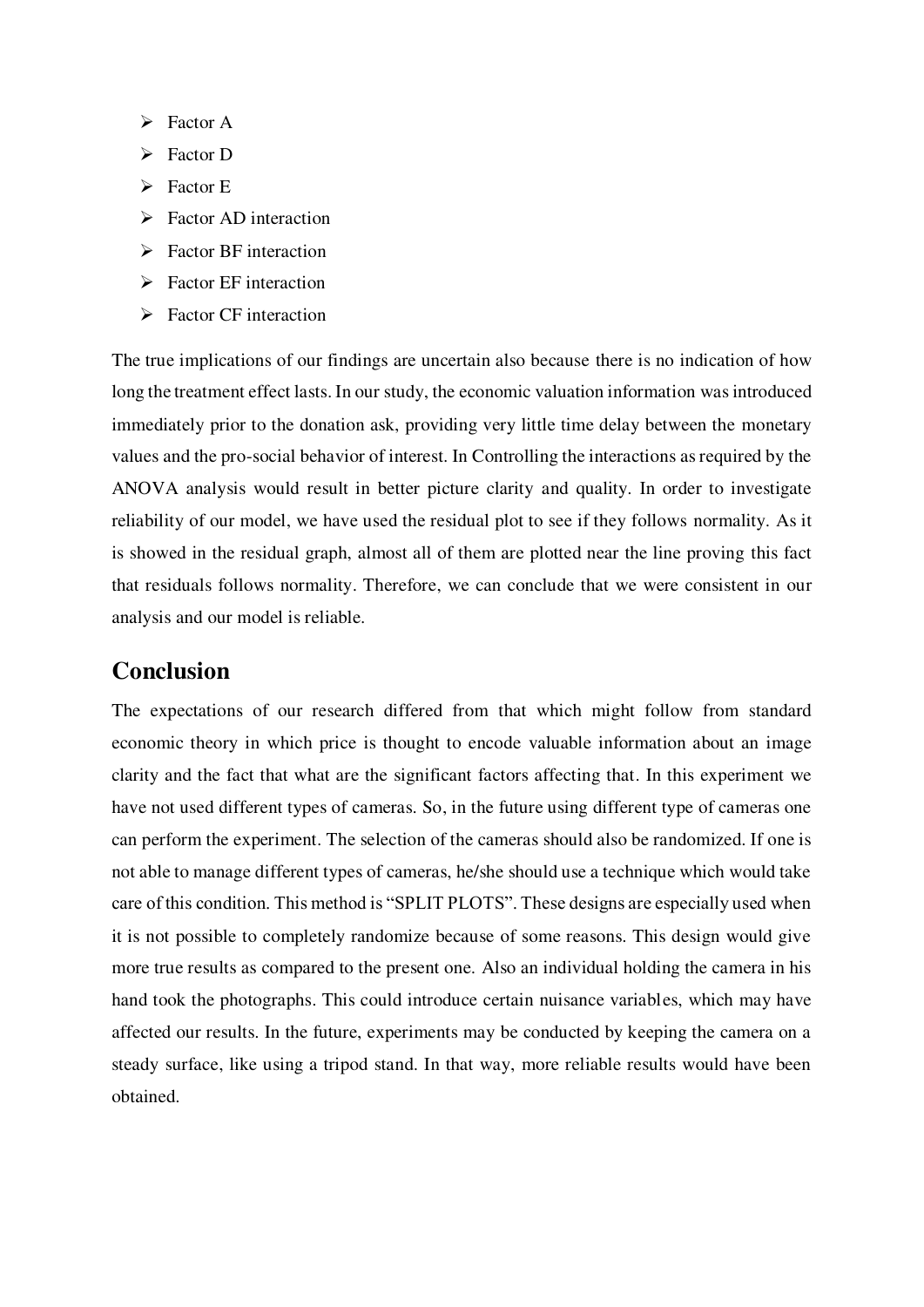- Factor A
- Factor D
- Factor E
- Factor AD interaction
- Factor BF interaction
- Factor EF interaction
- Factor CF interaction

The true implications of our findings are uncertain also because there is no indication of how long the treatment effect lasts. In our study, the economic valuation information was introduced immediately prior to the donation ask, providing very little time delay between the monetary values and the pro-social behavior of interest. In Controlling the interactions as required by the ANOVA analysis would result in better picture clarity and quality. In order to investigate reliability of our model, we have used the residual plot to see if they follows normality. As it is showed in the residual graph, almost all of them are plotted near the line proving this fact that residuals follows normality. Therefore, we can conclude that we were consistent in our analysis and our model is reliable.

## Conclusion

The expectations of our research differed from that which might follow from standard economic theory in which price is thought to encode valuable information about an image clarity and the fact that what are the significant factors affecting that. In this experiment we have not used different types of cameras. So, in the future using different type of cameras one can perform the experiment. The selection of the cameras should also be randomized. If one is not able to manage different types of cameras, he/she should use a technique which would take care of this condition. This method is "SPLIT PLOTS". These designs are especially used when it is not possible to completely randomize because of some reasons. This design would give more true results as compared to the present one. Also an individual holding the camera in his hand took the photographs. This could introduce certain nuisance variables, which may have affected our results. In the future, experiments may be conducted by keeping the camera on a steady surface, like using a tripod stand. In that way, more reliable results would have been obtained.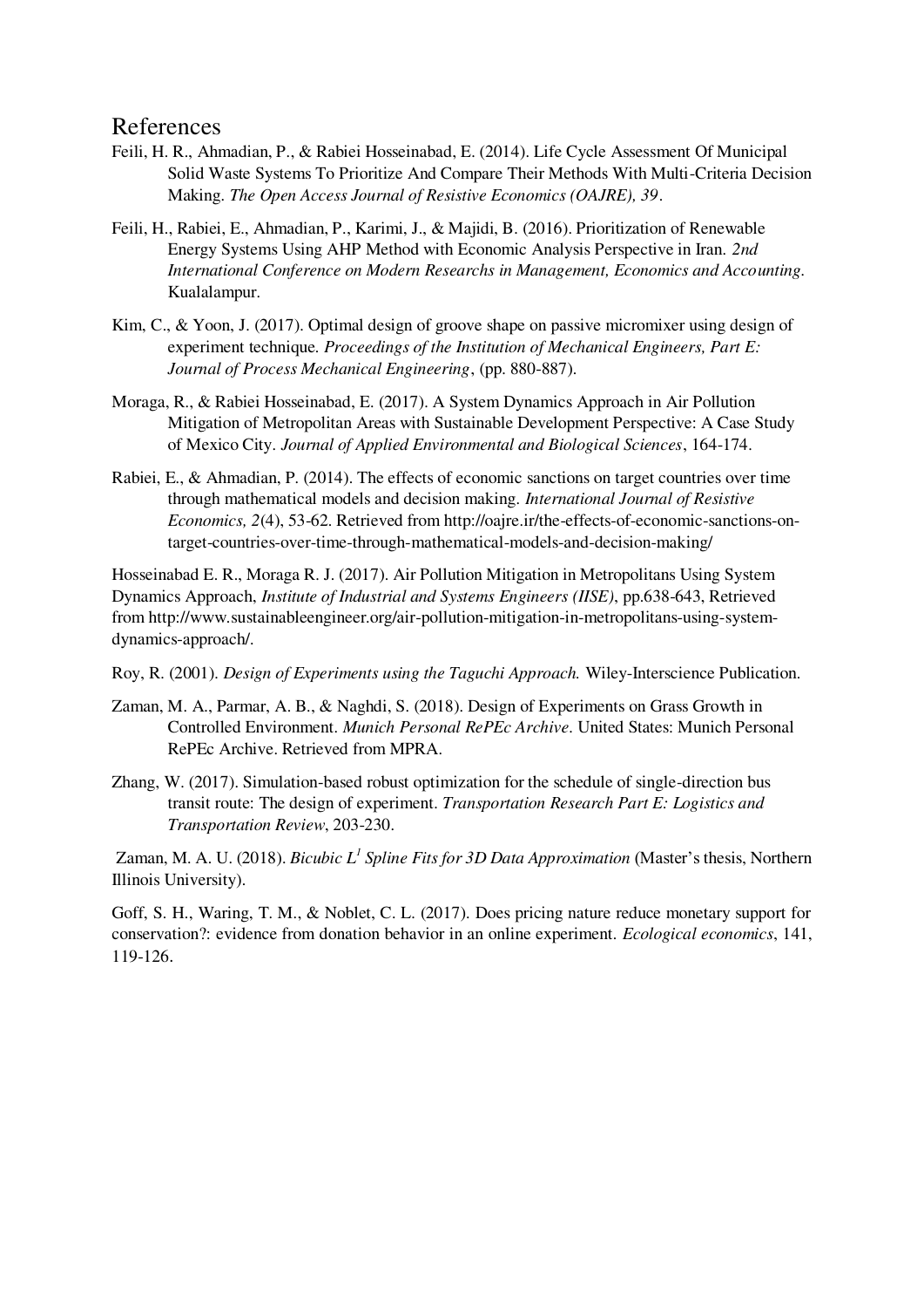# References

Feili, H. R., Ahmadian, P., & Rabiei Hosseinabad, E. (2014). Life Cycle Assessment Of Municipal Solid Waste Systems To Prioritize And Compare Their Methods With Multi-Criteria Decision Making. *The Open Access Journal of Resistive Economics (OAJRE), 39*.

Feili, H., Rabiei, E., Ahmadian, P., Karimi, J., & Majidi, B. (2016). Prioritization of Renewable Energy Systems Using AHP Method with Economic Analysis Perspective in Iran. *2nd International Conference on Modern Researchs in Management, Economics and Accounting*. Kualalampur.

Kim, C., & Yoon, J. (2017). Optimal design of groove shape on passive micromixer using design of experiment technique. *Proceedings of the Institution of Mechanical Engineers, Part E: Journal of Process Mechanical Engineering*, (pp. 880-887).

Moraga, R., & Rabiei Hosseinabad, E. (2017). A System Dynamics Approach in Air Pollution Mitigation of Metropolitan Areas with Sustainable Development Perspective: A Case Study of Mexico City. *Journal of Applied Environmental and Biological Sciences*, 164-174.

Rabiei, E., & Ahmadian, P. (2014). The effects of economic sanctions on target countries over time through mathematical models and decision making. *International Journal of Resistive Economics, 2*(4), 53-62. Retrieved from http://oajre.ir/the-effects-of-economic-sanctions-on-target-countries-over-time-through-mathematical-models-and-decision-making/

Hosseinabad E. R., Moraga R. J. (2017). Air Pollution Mitigation in Metropolitans Using System Dynamics Approach, *Institute of Industrial and Systems Engineers (IISE)*, pp.638-643, Retrieved from http://www.sustainableengineer.org/air-pollution-mitigation-in-metropolitans-using-system-dynamics-approach/.

Roy, R. (2001). *Design of Experiments using the Taguchi Approach.* Wiley-Interscience Publication.

Zaman, M. A., Parmar, A. B., & Naghdi, S. (2018). Design of Experiments on Grass Growth in Controlled Environment. *Munich Personal RePEc Archive*. United States: Munich Personal RePEc Archive. Retrieved from MPRA.

Zhang, W. (2017). Simulation-based robust optimization for the schedule of single-direction bus transit route: The design of experiment. *Transportation Research Part E: Logistics and Transportation Review*, 203-230.

Zaman, M. A. U. (2018). *Bicubic $L^1$ Spline Fits for 3D Data Approximation* (Master's thesis, Northern Illinois University).

Goff, S. H., Waring, T. M., & Noblet, C. L. (2017). Does pricing nature reduce monetary support for conservation?: evidence from donation behavior in an online experiment. *Ecological economics*, 141, 119-126.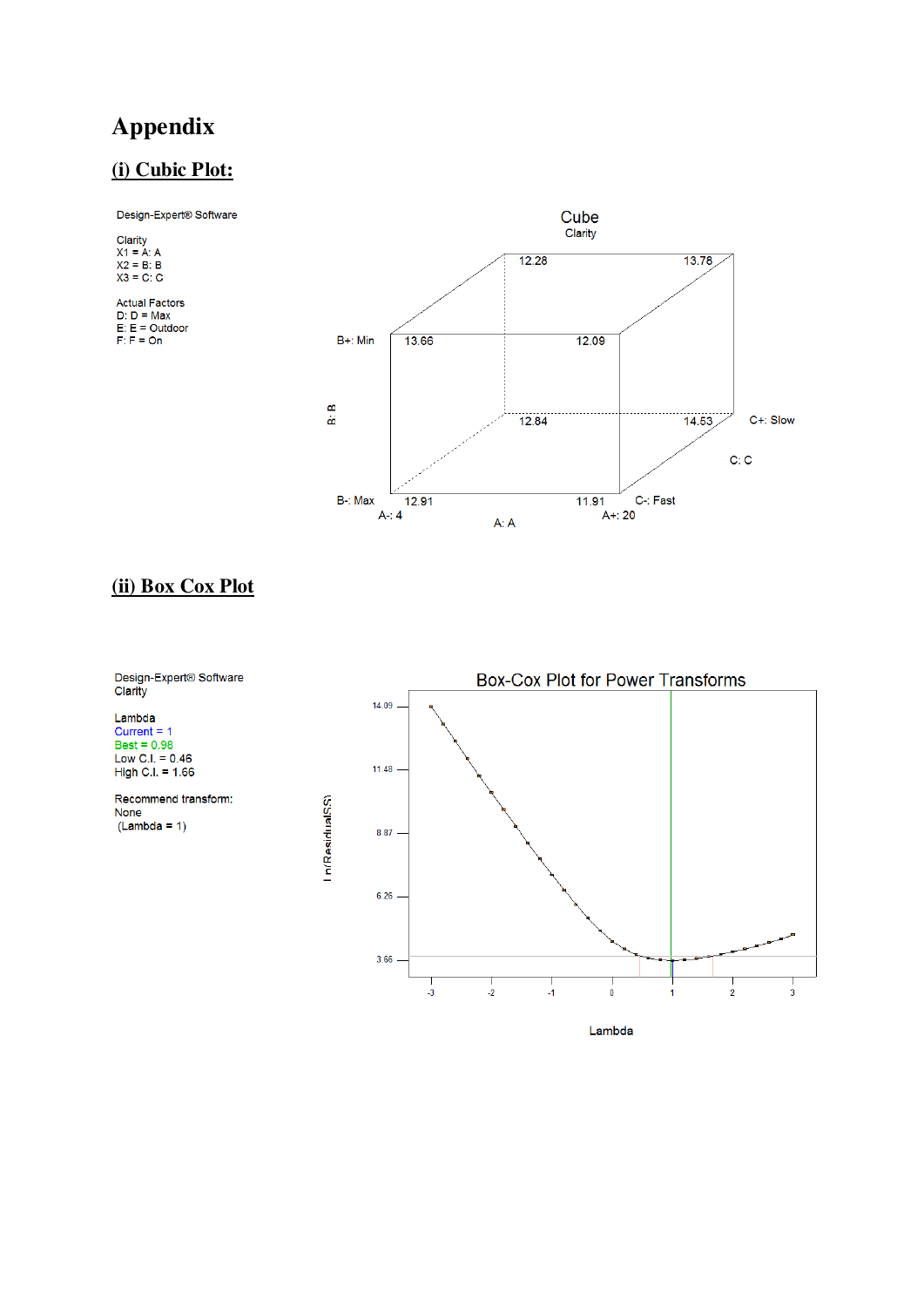# Appendix

## (i) Cubic Plot:

Design-Expert® Software

Clarity
X1 = A: A
X2 = B: B
X3 = C: C

Actual Factors
D: D = Max
E: E = Outdoor
F: F = On

Cube
Clarity

B+: Min 13.66 12.09
12.28 13.78
12.84 14.53 C+: Slow
B-: Max 12.91 11.91 C-: Fast
B: B
C: C
A-: 4 A+: 20
A: A

## (ii) Box Cox Plot

Design-Expert® Software
Clarity

Lambda
Current = 1
Best = 0.98
Low C.I. = 0.46
High C.I. = 1.66

Recommend transform:
None
(Lambda = 1)

Box-Cox Plot for Power Transforms

Ln(ResidualSS)

14.09
11.48
8.87
6.26
3.66

-3 -2 -1 0 1 2 3

Lambda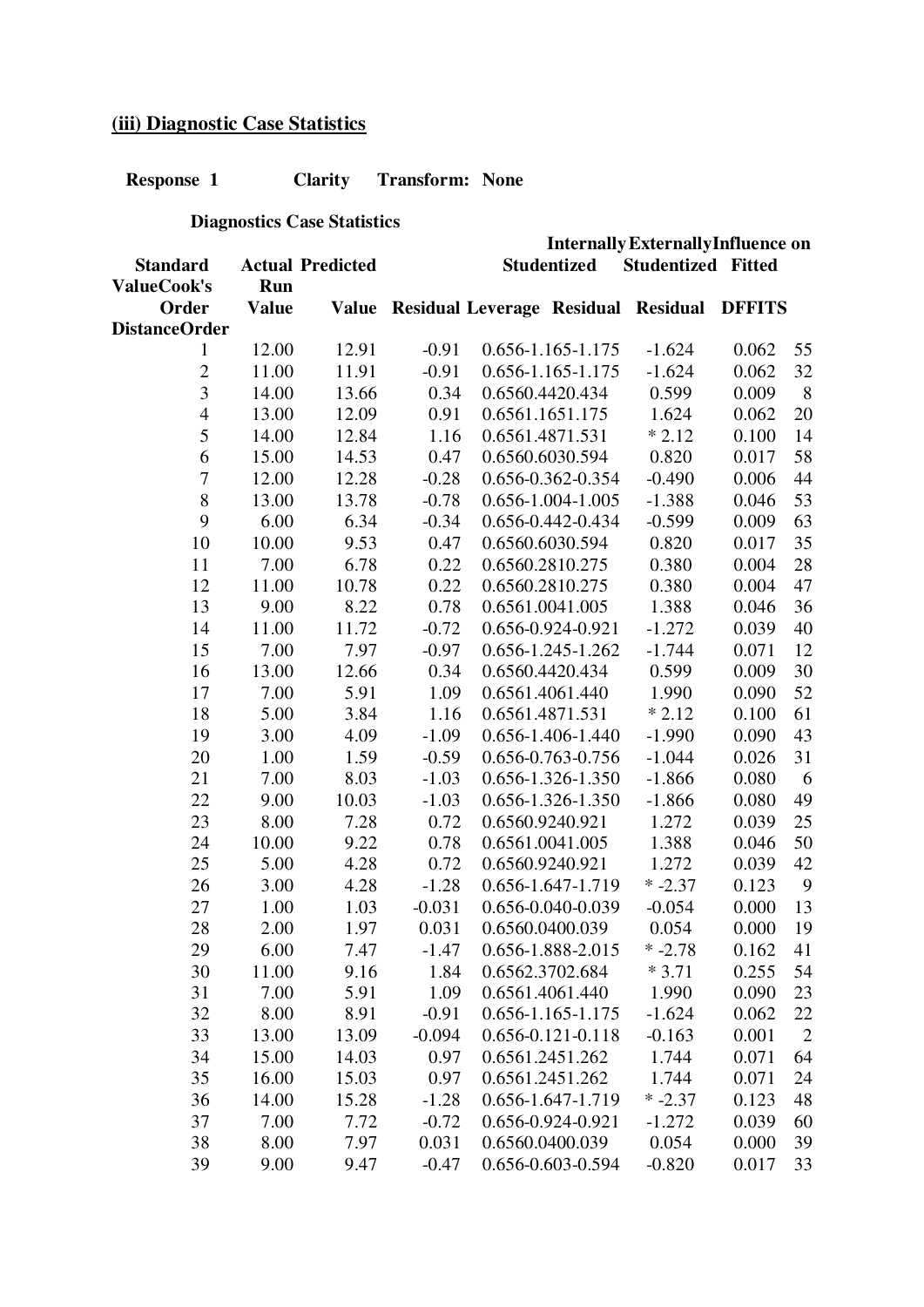## (iii) Diagnostic Case Statistics

**Response 1 Clarity Transform: None**

**Diagnostics Case Statistics**

| Standard Order | Actual Value | Predicted Value | Residual | Leverage | Internally Studentized Residual | Externally Studentized Residual | Influence on Fitted Value DFFITS | Cook's Distance | Run Order |
|---|---|---|---|---|---|---|---|---|---|
| 1 | 12.00 | 12.91 | -0.91 | 0.656 | -1.165 | -1.175 | -1.624 | 0.062 | 55 |
| 2 | 11.00 | 11.91 | -0.91 | 0.656 | -1.165 | -1.175 | -1.624 | 0.062 | 32 |
| 3 | 14.00 | 13.66 | 0.34 | 0.656 | 0.442 | 0.434 | 0.599 | 0.009 | 8 |
| 4 | 13.00 | 12.09 | 0.91 | 0.656 | 1.165 | 1.175 | 1.624 | 0.062 | 20 |
| 5 | 14.00 | 12.84 | 1.16 | 0.656 | 1.487 | 1.531 | * 2.12 | 0.100 | 14 |
| 6 | 15.00 | 14.53 | 0.47 | 0.656 | 0.603 | 0.594 | 0.820 | 0.017 | 58 |
| 7 | 12.00 | 12.28 | -0.28 | 0.656 | -0.362 | -0.354 | -0.490 | 0.006 | 44 |
| 8 | 13.00 | 13.78 | -0.78 | 0.656 | -1.004 | -1.005 | -1.388 | 0.046 | 53 |
| 9 | 6.00 | 6.34 | -0.34 | 0.656 | -0.442 | -0.434 | -0.599 | 0.009 | 63 |
| 10 | 10.00 | 9.53 | 0.47 | 0.656 | 0.603 | 0.594 | 0.820 | 0.017 | 35 |
| 11 | 7.00 | 6.78 | 0.22 | 0.656 | 0.281 | 0.275 | 0.380 | 0.004 | 28 |
| 12 | 11.00 | 10.78 | 0.22 | 0.656 | 0.281 | 0.275 | 0.380 | 0.004 | 47 |
| 13 | 9.00 | 8.22 | 0.78 | 0.656 | 1.004 | 1.005 | 1.388 | 0.046 | 36 |
| 14 | 11.00 | 11.72 | -0.72 | 0.656 | -0.924 | -0.921 | -1.272 | 0.039 | 40 |
| 15 | 7.00 | 7.97 | -0.97 | 0.656 | -1.245 | -1.262 | -1.744 | 0.071 | 12 |
| 16 | 13.00 | 12.66 | 0.34 | 0.656 | 0.442 | 0.434 | 0.599 | 0.009 | 30 |
| 17 | 7.00 | 5.91 | 1.09 | 0.656 | 1.406 | 1.440 | 1.990 | 0.090 | 52 |
| 18 | 5.00 | 3.84 | 1.16 | 0.656 | 1.487 | 1.531 | * 2.12 | 0.100 | 61 |
| 19 | 3.00 | 4.09 | -1.09 | 0.656 | -1.406 | -1.440 | -1.990 | 0.090 | 43 |
| 20 | 1.00 | 1.59 | -0.59 | 0.656 | -0.763 | -0.756 | -1.044 | 0.026 | 31 |
| 21 | 7.00 | 8.03 | -1.03 | 0.656 | -1.326 | -1.350 | -1.866 | 0.080 | 6 |
| 22 | 9.00 | 10.03 | -1.03 | 0.656 | -1.326 | -1.350 | -1.866 | 0.080 | 49 |
| 23 | 8.00 | 7.28 | 0.72 | 0.656 | 0.924 | 0.921 | 1.272 | 0.039 | 25 |
| 24 | 10.00 | 9.22 | 0.78 | 0.656 | 1.004 | 1.005 | 1.388 | 0.046 | 50 |
| 25 | 5.00 | 4.28 | 0.72 | 0.656 | 0.924 | 0.921 | 1.272 | 0.039 | 42 |
| 26 | 3.00 | 4.28 | -1.28 | 0.656 | -1.647 | -1.719 | * -2.37 | 0.123 | 9 |
| 27 | 1.00 | 1.03 | -0.031 | 0.656 | -0.040 | -0.039 | -0.054 | 0.000 | 13 |
| 28 | 2.00 | 1.97 | 0.031 | 0.656 | 0.040 | 0.039 | 0.054 | 0.000 | 19 |
| 29 | 6.00 | 7.47 | -1.47 | 0.656 | -1.888 | -2.015 | * -2.78 | 0.162 | 41 |
| 30 | 11.00 | 9.16 | 1.84 | 0.656 | 2.370 | 2.684 | * 3.71 | 0.255 | 54 |
| 31 | 7.00 | 5.91 | 1.09 | 0.656 | 1.406 | 1.440 | 1.990 | 0.090 | 23 |
| 32 | 8.00 | 8.91 | -0.91 | 0.656 | -1.165 | -1.175 | -1.624 | 0.062 | 22 |
| 33 | 13.00 | 13.09 | -0.094 | 0.656 | -0.121 | -0.118 | -0.163 | 0.001 | 2 |
| 34 | 15.00 | 14.03 | 0.97 | 0.656 | 1.245 | 1.262 | 1.744 | 0.071 | 64 |
| 35 | 16.00 | 15.03 | 0.97 | 0.656 | 1.245 | 1.262 | 1.744 | 0.071 | 24 |
| 36 | 14.00 | 15.28 | -1.28 | 0.656 | -1.647 | -1.719 | * -2.37 | 0.123 | 48 |
| 37 | 7.00 | 7.72 | -0.72 | 0.656 | -0.924 | -0.921 | -1.272 | 0.039 | 60 |
| 38 | 8.00 | 7.97 | 0.031 | 0.656 | 0.040 | 0.039 | 0.054 | 0.000 | 39 |
| 39 | 9.00 | 9.47 | -0.47 | 0.656 | -0.603 | -0.594 | -0.820 | 0.017 | 33 |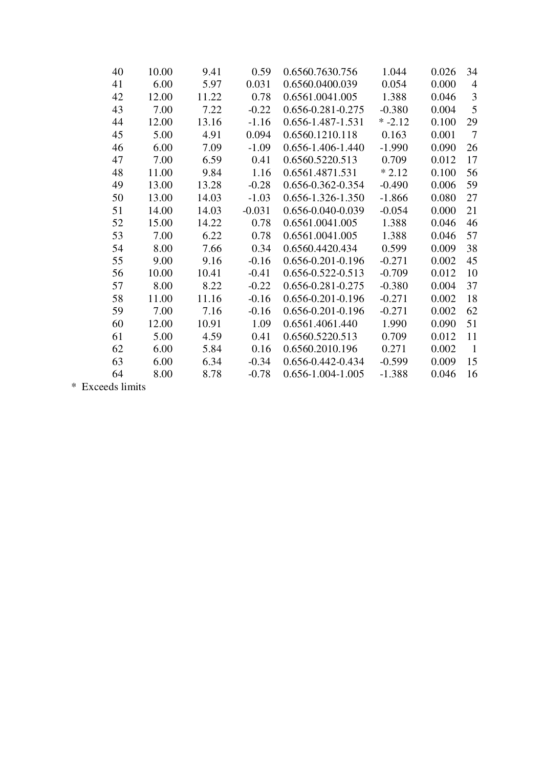| | | | | | | | |
|---|---|---|---|---|---|---|---|
| 40 | 10.00 | 9.41 | 0.59 | 0.6560.7630.756 | 1.044 | 0.026 | 34 |
| 41 | 6.00 | 5.97 | 0.031 | 0.6560.0400.039 | 0.054 | 0.000 | 4 |
| 42 | 12.00 | 11.22 | 0.78 | 0.6561.0041.005 | 1.388 | 0.046 | 3 |
| 43 | 7.00 | 7.22 | -0.22 | 0.656-0.281-0.275 | -0.380 | 0.004 | 5 |
| 44 | 12.00 | 13.16 | -1.16 | 0.656-1.487-1.531 | * -2.12 | 0.100 | 29 |
| 45 | 5.00 | 4.91 | 0.094 | 0.6560.1210.118 | 0.163 | 0.001 | 7 |
| 46 | 6.00 | 7.09 | -1.09 | 0.656-1.406-1.440 | -1.990 | 0.090 | 26 |
| 47 | 7.00 | 6.59 | 0.41 | 0.6560.5220.513 | 0.709 | 0.012 | 17 |
| 48 | 11.00 | 9.84 | 1.16 | 0.6561.4871.531 | * 2.12 | 0.100 | 56 |
| 49 | 13.00 | 13.28 | -0.28 | 0.656-0.362-0.354 | -0.490 | 0.006 | 59 |
| 50 | 13.00 | 14.03 | -1.03 | 0.656-1.326-1.350 | -1.866 | 0.080 | 27 |
| 51 | 14.00 | 14.03 | -0.031 | 0.656-0.040-0.039 | -0.054 | 0.000 | 21 |
| 52 | 15.00 | 14.22 | 0.78 | 0.6561.0041.005 | 1.388 | 0.046 | 46 |
| 53 | 7.00 | 6.22 | 0.78 | 0.6561.0041.005 | 1.388 | 0.046 | 57 |
| 54 | 8.00 | 7.66 | 0.34 | 0.6560.4420.434 | 0.599 | 0.009 | 38 |
| 55 | 9.00 | 9.16 | -0.16 | 0.656-0.201-0.196 | -0.271 | 0.002 | 45 |
| 56 | 10.00 | 10.41 | -0.41 | 0.656-0.522-0.513 | -0.709 | 0.012 | 10 |
| 57 | 8.00 | 8.22 | -0.22 | 0.656-0.281-0.275 | -0.380 | 0.004 | 37 |
| 58 | 11.00 | 11.16 | -0.16 | 0.656-0.201-0.196 | -0.271 | 0.002 | 18 |
| 59 | 7.00 | 7.16 | -0.16 | 0.656-0.201-0.196 | -0.271 | 0.002 | 62 |
| 60 | 12.00 | 10.91 | 1.09 | 0.6561.4061.440 | 1.990 | 0.090 | 51 |
| 61 | 5.00 | 4.59 | 0.41 | 0.6560.5220.513 | 0.709 | 0.012 | 11 |
| 62 | 6.00 | 5.84 | 0.16 | 0.6560.2010.196 | 0.271 | 0.002 | 1 |
| 63 | 6.00 | 6.34 | -0.34 | 0.656-0.442-0.434 | -0.599 | 0.009 | 15 |
| 64 | 8.00 | 8.78 | -0.78 | 0.656-1.004-1.005 | -1.388 | 0.046 | 16 |

* Exceeds limits